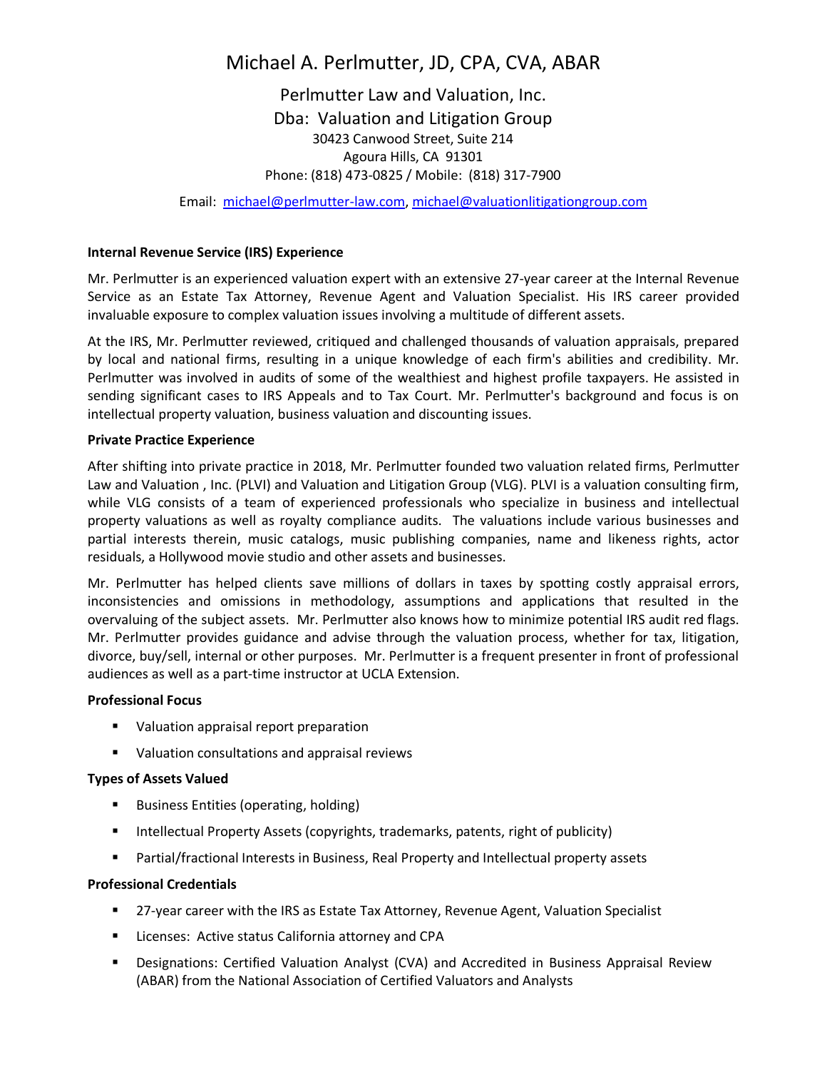# Michael A. Perlmutter, JD, CPA, CVA, ABAR

Perlmutter Law and Valuation, Inc.
Dba: Valuation and Litigation Group
30423 Canwood Street, Suite 214
Agoura Hills, CA 91301
Phone: (818) 473-0825 / Mobile: (818) 317-7900

Email: michael@perlmutter-law.com, michael@valuationlitigationgroup.com

**Internal Revenue Service (IRS) Experience**

Mr. Perlmutter is an experienced valuation expert with an extensive 27-year career at the Internal Revenue Service as an Estate Tax Attorney, Revenue Agent and Valuation Specialist. His IRS career provided invaluable exposure to complex valuation issues involving a multitude of different assets.

At the IRS, Mr. Perlmutter reviewed, critiqued and challenged thousands of valuation appraisals, prepared by local and national firms, resulting in a unique knowledge of each firm's abilities and credibility. Mr. Perlmutter was involved in audits of some of the wealthiest and highest profile taxpayers. He assisted in sending significant cases to IRS Appeals and to Tax Court. Mr. Perlmutter's background and focus is on intellectual property valuation, business valuation and discounting issues.

**Private Practice Experience**

After shifting into private practice in 2018, Mr. Perlmutter founded two valuation related firms, Perlmutter Law and Valuation , Inc. (PLVI) and Valuation and Litigation Group (VLG). PLVI is a valuation consulting firm, while VLG consists of a team of experienced professionals who specialize in business and intellectual property valuations as well as royalty compliance audits. The valuations include various businesses and partial interests therein, music catalogs, music publishing companies, name and likeness rights, actor residuals, a Hollywood movie studio and other assets and businesses.

Mr. Perlmutter has helped clients save millions of dollars in taxes by spotting costly appraisal errors, inconsistencies and omissions in methodology, assumptions and applications that resulted in the overvaluing of the subject assets. Mr. Perlmutter also knows how to minimize potential IRS audit red flags. Mr. Perlmutter provides guidance and advise through the valuation process, whether for tax, litigation, divorce, buy/sell, internal or other purposes. Mr. Perlmutter is a frequent presenter in front of professional audiences as well as a part-time instructor at UCLA Extension.

**Professional Focus**

- Valuation appraisal report preparation
- Valuation consultations and appraisal reviews

**Types of Assets Valued**

- Business Entities (operating, holding)
- Intellectual Property Assets (copyrights, trademarks, patents, right of publicity)
- Partial/fractional Interests in Business, Real Property and Intellectual property assets

**Professional Credentials**

- 27-year career with the IRS as Estate Tax Attorney, Revenue Agent, Valuation Specialist
- Licenses: Active status California attorney and CPA
- Designations: Certified Valuation Analyst (CVA) and Accredited in Business Appraisal Review (ABAR) from the National Association of Certified Valuators and Analysts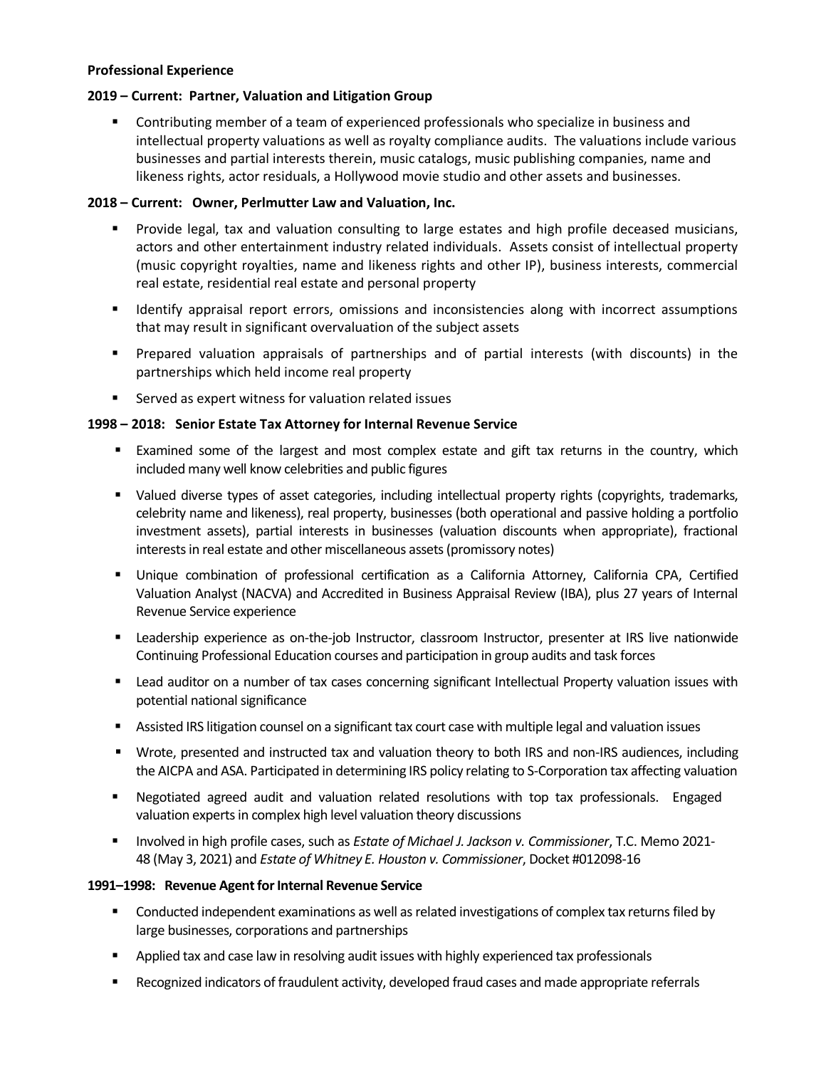**Professional Experience**

**2019 – Current: Partner, Valuation and Litigation Group**

- Contributing member of a team of experienced professionals who specialize in business and intellectual property valuations as well as royalty compliance audits. The valuations include various businesses and partial interests therein, music catalogs, music publishing companies, name and likeness rights, actor residuals, a Hollywood movie studio and other assets and businesses.

**2018 – Current: Owner, Perlmutter Law and Valuation, Inc.**

- Provide legal, tax and valuation consulting to large estates and high profile deceased musicians, actors and other entertainment industry related individuals. Assets consist of intellectual property (music copyright royalties, name and likeness rights and other IP), business interests, commercial real estate, residential real estate and personal property
- Identify appraisal report errors, omissions and inconsistencies along with incorrect assumptions that may result in significant overvaluation of the subject assets
- Prepared valuation appraisals of partnerships and of partial interests (with discounts) in the partnerships which held income real property
- Served as expert witness for valuation related issues

**1998 – 2018: Senior Estate Tax Attorney for Internal Revenue Service**

- Examined some of the largest and most complex estate and gift tax returns in the country, which included many well know celebrities and public figures
- Valued diverse types of asset categories, including intellectual property rights (copyrights, trademarks, celebrity name and likeness), real property, businesses (both operational and passive holding a portfolio investment assets), partial interests in businesses (valuation discounts when appropriate), fractional interests in real estate and other miscellaneous assets (promissory notes)
- Unique combination of professional certification as a California Attorney, California CPA, Certified Valuation Analyst (NACVA) and Accredited in Business Appraisal Review (IBA), plus 27 years of Internal Revenue Service experience
- Leadership experience as on-the-job Instructor, classroom Instructor, presenter at IRS live nationwide Continuing Professional Education courses and participation in group audits and task forces
- Lead auditor on a number of tax cases concerning significant Intellectual Property valuation issues with potential national significance
- Assisted IRS litigation counsel on a significant tax court case with multiple legal and valuation issues
- Wrote, presented and instructed tax and valuation theory to both IRS and non-IRS audiences, including the AICPA and ASA. Participated in determining IRS policy relating to S-Corporation tax affecting valuation
- Negotiated agreed audit and valuation related resolutions with top tax professionals. Engaged valuation experts in complex high level valuation theory discussions
- Involved in high profile cases, such as *Estate of Michael J. Jackson v. Commissioner*, T.C. Memo 2021-48 (May 3, 2021) and *Estate of Whitney E. Houston v. Commissioner*, Docket #012098-16

**1991–1998: Revenue Agent for Internal Revenue Service**

- Conducted independent examinations as well as related investigations of complex tax returns filed by large businesses, corporations and partnerships
- Applied tax and case law in resolving audit issues with highly experienced tax professionals
- Recognized indicators of fraudulent activity, developed fraud cases and made appropriate referrals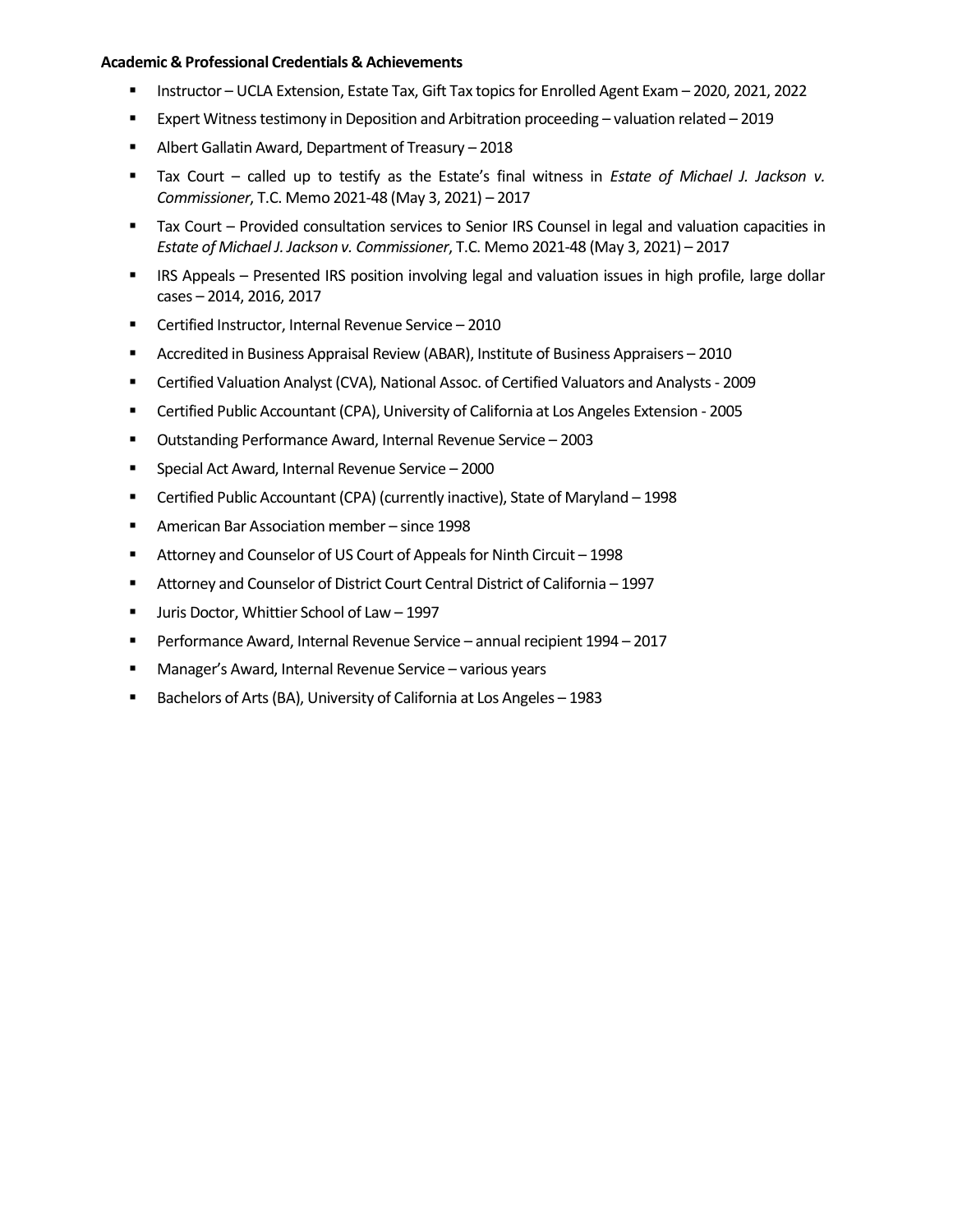**Academic & Professional Credentials & Achievements**

- Instructor – UCLA Extension, Estate Tax, Gift Tax topics for Enrolled Agent Exam – 2020, 2021, 2022
- Expert Witness testimony in Deposition and Arbitration proceeding – valuation related – 2019
- Albert Gallatin Award, Department of Treasury – 2018
- Tax Court – called up to testify as the Estate's final witness in *Estate of Michael J. Jackson v. Commissioner*, T.C. Memo 2021-48 (May 3, 2021) – 2017
- Tax Court – Provided consultation services to Senior IRS Counsel in legal and valuation capacities in *Estate of Michael J. Jackson v. Commissioner*, T.C. Memo 2021-48 (May 3, 2021) – 2017
- IRS Appeals – Presented IRS position involving legal and valuation issues in high profile, large dollar cases – 2014, 2016, 2017
- Certified Instructor, Internal Revenue Service – 2010
- Accredited in Business Appraisal Review (ABAR), Institute of Business Appraisers – 2010
- Certified Valuation Analyst (CVA), National Assoc. of Certified Valuators and Analysts - 2009
- Certified Public Accountant (CPA), University of California at Los Angeles Extension - 2005
- Outstanding Performance Award, Internal Revenue Service – 2003
- Special Act Award, Internal Revenue Service – 2000
- Certified Public Accountant (CPA) (currently inactive), State of Maryland – 1998
- American Bar Association member – since 1998
- Attorney and Counselor of US Court of Appeals for Ninth Circuit – 1998
- Attorney and Counselor of District Court Central District of California – 1997
- Juris Doctor, Whittier School of Law – 1997
- Performance Award, Internal Revenue Service – annual recipient 1994 – 2017
- Manager's Award, Internal Revenue Service – various years
- Bachelors of Arts (BA), University of California at Los Angeles – 1983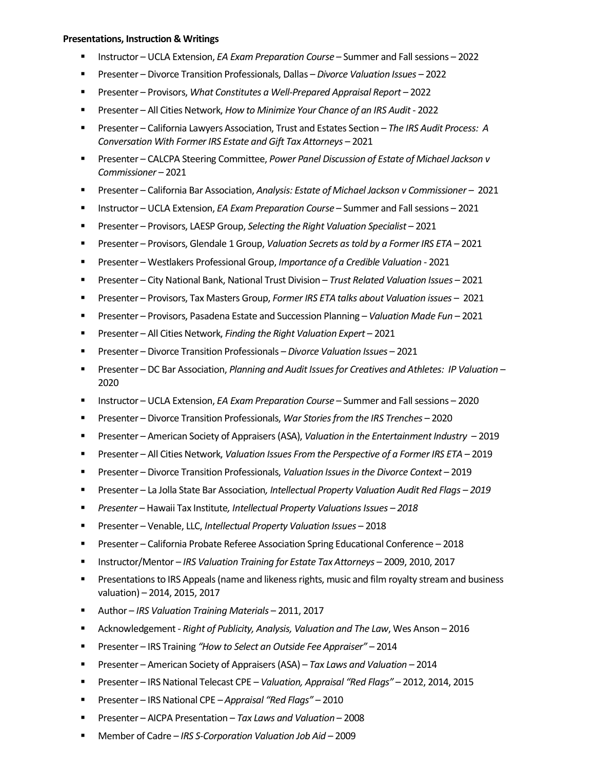**Presentations, Instruction & Writings**

- Instructor – UCLA Extension, *EA Exam Preparation Course* – Summer and Fall sessions – 2022
- Presenter – Divorce Transition Professionals, Dallas – *Divorce Valuation Issues* – 2022
- Presenter – Provisors, *What Constitutes a Well-Prepared Appraisal Report* – 2022
- Presenter – All Cities Network, *How to Minimize Your Chance of an IRS Audit* - 2022
- Presenter – California Lawyers Association, Trust and Estates Section – *The IRS Audit Process: A Conversation With Former IRS Estate and Gift Tax Attorneys* – 2021
- Presenter – CALCPA Steering Committee, *Power Panel Discussion of Estate of Michael Jackson v Commissioner* – 2021
- Presenter – California Bar Association, *Analysis: Estate of Michael Jackson v Commissioner* – 2021
- Instructor – UCLA Extension, *EA Exam Preparation Course* – Summer and Fall sessions – 2021
- Presenter – Provisors, LAESP Group, *Selecting the Right Valuation Specialist* – 2021
- Presenter – Provisors, Glendale 1 Group, *Valuation Secrets as told by a Former IRS ETA* – 2021
- Presenter – Westlakers Professional Group, *Importance of a Credible Valuation* - 2021
- Presenter – City National Bank, National Trust Division – *Trust Related Valuation Issues* – 2021
- Presenter – Provisors, Tax Masters Group, *Former IRS ETA talks about Valuation issues* – 2021
- Presenter – Provisors, Pasadena Estate and Succession Planning – *Valuation Made Fun* – 2021
- Presenter – All Cities Network, *Finding the Right Valuation Expert* – 2021
- Presenter – Divorce Transition Professionals – *Divorce Valuation Issues* – 2021
- Presenter – DC Bar Association, *Planning and Audit Issues for Creatives and Athletes: IP Valuation* – 2020
- Instructor – UCLA Extension, *EA Exam Preparation Course* – Summer and Fall sessions – 2020
- Presenter – Divorce Transition Professionals, *War Stories from the IRS Trenches* – 2020
- Presenter – American Society of Appraisers (ASA), *Valuation in the Entertainment Industry* – 2019
- Presenter – All Cities Network, *Valuation Issues From the Perspective of a Former IRS ETA* – 2019
- Presenter – Divorce Transition Professionals, *Valuation Issues in the Divorce Context* – 2019
- Presenter – La Jolla State Bar Association*, Intellectual Property Valuation Audit Red Flags – 2019*
- *Presenter* – Hawaii Tax Institute*, Intellectual Property Valuations Issues – 2018*
- Presenter – Venable, LLC, *Intellectual Property Valuation Issues* – 2018
- Presenter – California Probate Referee Association Spring Educational Conference – 2018
- Instructor/Mentor – *IRS Valuation Training for Estate Tax Attorneys* – 2009, 2010, 2017
- Presentations to IRS Appeals (name and likeness rights, music and film royalty stream and business valuation) – 2014, 2015, 2017
- Author – *IRS Valuation Training Materials* – 2011, 2017
- Acknowledgement - *Right of Publicity, Analysis, Valuation and The Law*, Wes Anson – 2016
- Presenter – IRS Training *"How to Select an Outside Fee Appraiser"* – 2014
- Presenter – American Society of Appraisers (ASA) – *Tax Laws and Valuation* – 2014
- Presenter – IRS National Telecast CPE – *Valuation, Appraisal "Red Flags"* – 2012, 2014, 2015
- Presenter – IRS National CPE – *Appraisal "Red Flags"* – 2010
- Presenter – AICPA Presentation – *Tax Laws and Valuation* – 2008
- Member of Cadre – *IRS S-Corporation Valuation Job Aid* – 2009